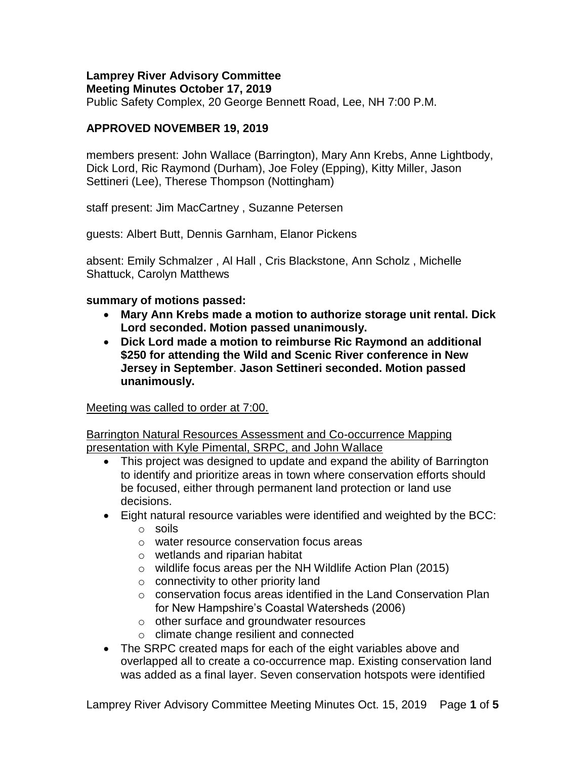**Lamprey River Advisory Committee**
**Meeting Minutes October 17, 2019**
Public Safety Complex, 20 George Bennett Road, Lee, NH 7:00 P.M.

**APPROVED NOVEMBER 19, 2019**

members present: John Wallace (Barrington), Mary Ann Krebs, Anne Lightbody, Dick Lord, Ric Raymond (Durham), Joe Foley (Epping), Kitty Miller, Jason Settineri (Lee), Therese Thompson (Nottingham)

staff present: Jim MacCartney , Suzanne Petersen

guests: Albert Butt, Dennis Garnham, Elanor Pickens

absent: Emily Schmalzer , Al Hall , Cris Blackstone, Ann Scholz , Michelle Shattuck, Carolyn Matthews

**summary of motions passed:**

- **Mary Ann Krebs made a motion to authorize storage unit rental. Dick Lord seconded. Motion passed unanimously.**
- **Dick Lord made a motion to reimburse Ric Raymond an additional $250 for attending the Wild and Scenic River conference in New Jersey in September**. **Jason Settineri seconded. Motion passed unanimously.**

Meeting was called to order at 7:00.

Barrington Natural Resources Assessment and Co-occurrence Mapping presentation with Kyle Pimental, SRPC, and John Wallace

- This project was designed to update and expand the ability of Barrington to identify and prioritize areas in town where conservation efforts should be focused, either through permanent land protection or land use decisions.
- Eight natural resource variables were identified and weighted by the BCC:
  - soils
  - water resource conservation focus areas
  - wetlands and riparian habitat
  - wildlife focus areas per the NH Wildlife Action Plan (2015)
  - connectivity to other priority land
  - conservation focus areas identified in the Land Conservation Plan for New Hampshire's Coastal Watersheds (2006)
  - other surface and groundwater resources
  - climate change resilient and connected
- The SRPC created maps for each of the eight variables above and overlapped all to create a co-occurrence map. Existing conservation land was added as a final layer. Seven conservation hotspots were identified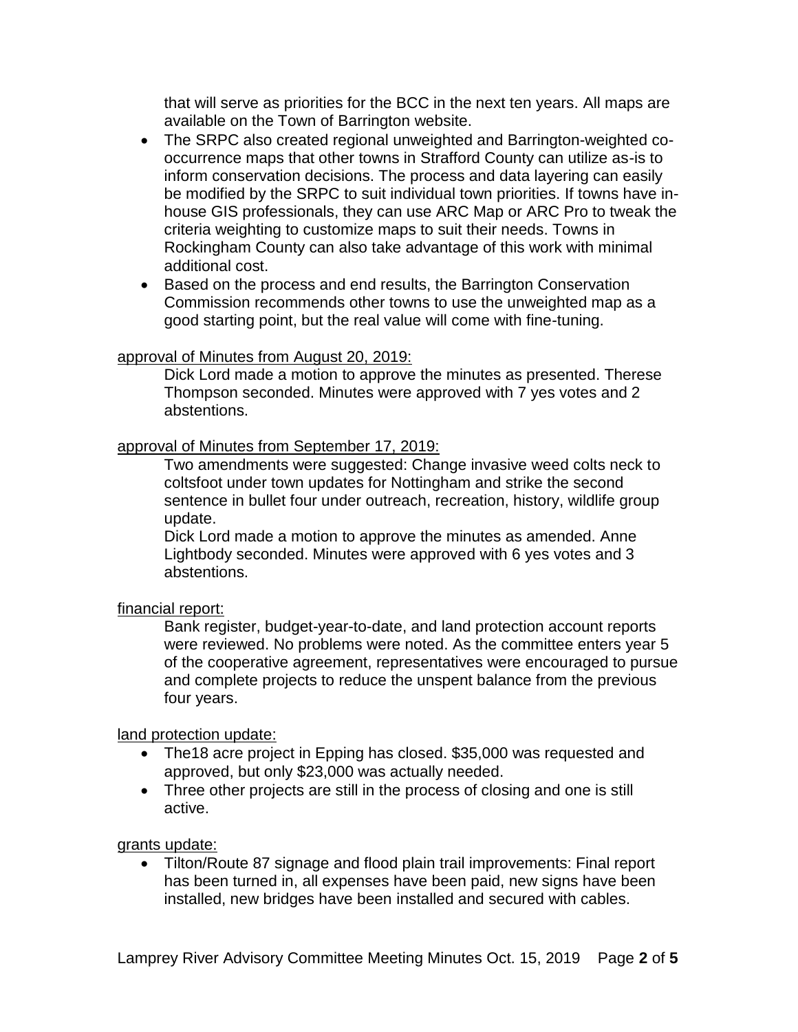that will serve as priorities for the BCC in the next ten years. All maps are available on the Town of Barrington website.

- The SRPC also created regional unweighted and Barrington-weighted co-occurrence maps that other towns in Strafford County can utilize as-is to inform conservation decisions. The process and data layering can easily be modified by the SRPC to suit individual town priorities. If towns have in-house GIS professionals, they can use ARC Map or ARC Pro to tweak the criteria weighting to customize maps to suit their needs. Towns in Rockingham County can also take advantage of this work with minimal additional cost.
- Based on the process and end results, the Barrington Conservation Commission recommends other towns to use the unweighted map as a good starting point, but the real value will come with fine-tuning.

approval of Minutes from August 20, 2019:

Dick Lord made a motion to approve the minutes as presented. Therese Thompson seconded. Minutes were approved with 7 yes votes and 2 abstentions.

approval of Minutes from September 17, 2019:

Two amendments were suggested: Change invasive weed colts neck to coltsfoot under town updates for Nottingham and strike the second sentence in bullet four under outreach, recreation, history, wildlife group update.

Dick Lord made a motion to approve the minutes as amended. Anne Lightbody seconded. Minutes were approved with 6 yes votes and 3 abstentions.

financial report:

Bank register, budget-year-to-date, and land protection account reports were reviewed. No problems were noted. As the committee enters year 5 of the cooperative agreement, representatives were encouraged to pursue and complete projects to reduce the unspent balance from the previous four years.

land protection update:

- The18 acre project in Epping has closed. $35,000 was requested and approved, but only $23,000 was actually needed.
- Three other projects are still in the process of closing and one is still active.

grants update:

- Tilton/Route 87 signage and flood plain trail improvements: Final report has been turned in, all expenses have been paid, new signs have been installed, new bridges have been installed and secured with cables.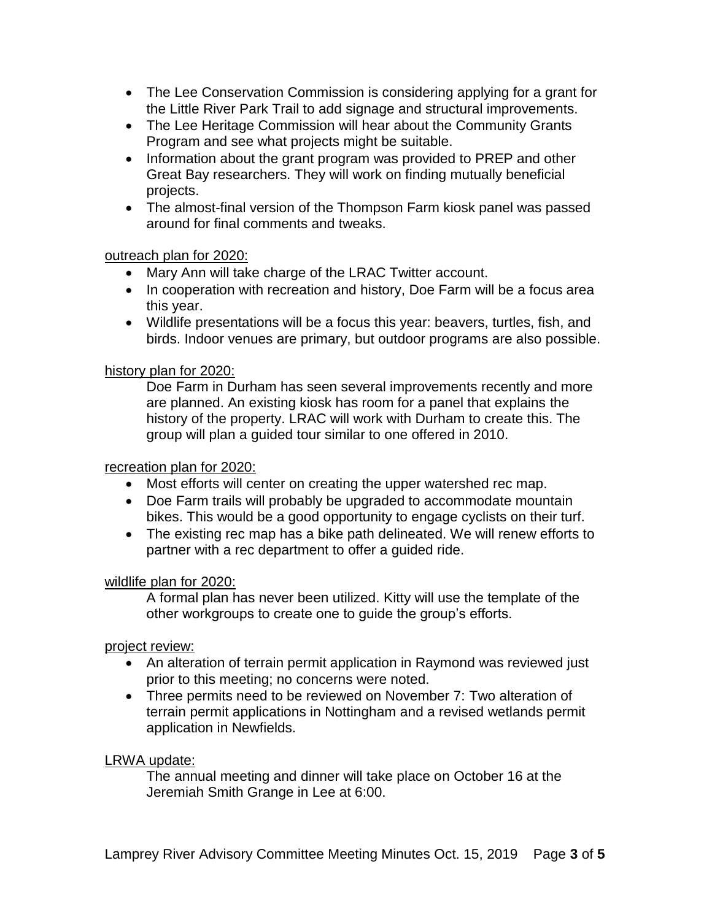- The Lee Conservation Commission is considering applying for a grant for the Little River Park Trail to add signage and structural improvements.
- The Lee Heritage Commission will hear about the Community Grants Program and see what projects might be suitable.
- Information about the grant program was provided to PREP and other Great Bay researchers. They will work on finding mutually beneficial projects.
- The almost-final version of the Thompson Farm kiosk panel was passed around for final comments and tweaks.

<u>outreach plan for 2020:</u>

- Mary Ann will take charge of the LRAC Twitter account.
- In cooperation with recreation and history, Doe Farm will be a focus area this year.
- Wildlife presentations will be a focus this year: beavers, turtles, fish, and birds. Indoor venues are primary, but outdoor programs are also possible.

<u>history plan for 2020:</u>

Doe Farm in Durham has seen several improvements recently and more are planned. An existing kiosk has room for a panel that explains the history of the property. LRAC will work with Durham to create this. The group will plan a guided tour similar to one offered in 2010.

<u>recreation plan for 2020:</u>

- Most efforts will center on creating the upper watershed rec map.
- Doe Farm trails will probably be upgraded to accommodate mountain bikes. This would be a good opportunity to engage cyclists on their turf.
- The existing rec map has a bike path delineated. We will renew efforts to partner with a rec department to offer a guided ride.

<u>wildlife plan for 2020:</u>

A formal plan has never been utilized. Kitty will use the template of the other workgroups to create one to guide the group's efforts.

<u>project review:</u>

- An alteration of terrain permit application in Raymond was reviewed just prior to this meeting; no concerns were noted.
- Three permits need to be reviewed on November 7: Two alteration of terrain permit applications in Nottingham and a revised wetlands permit application in Newfields.

<u>LRWA update:</u>

The annual meeting and dinner will take place on October 16 at the Jeremiah Smith Grange in Lee at 6:00.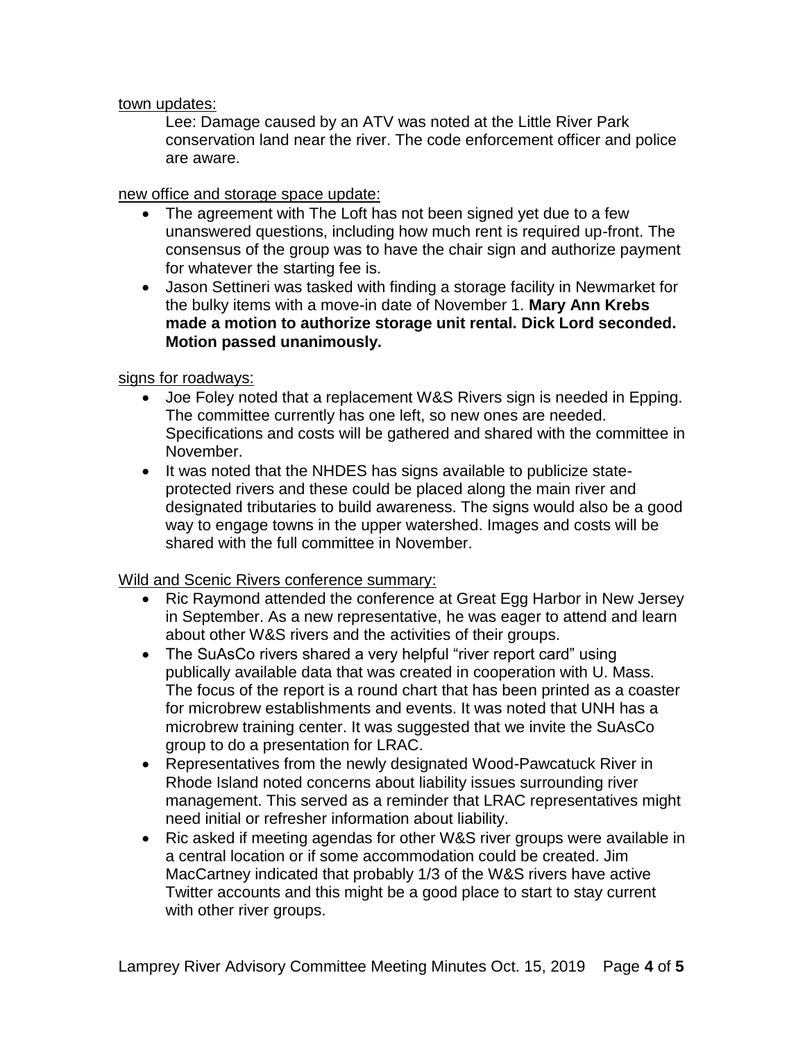town updates:

Lee: Damage caused by an ATV was noted at the Little River Park conservation land near the river. The code enforcement officer and police are aware.

new office and storage space update:

- The agreement with The Loft has not been signed yet due to a few unanswered questions, including how much rent is required up-front. The consensus of the group was to have the chair sign and authorize payment for whatever the starting fee is.
- Jason Settineri was tasked with finding a storage facility in Newmarket for the bulky items with a move-in date of November 1. **Mary Ann Krebs made a motion to authorize storage unit rental. Dick Lord seconded. Motion passed unanimously.**

signs for roadways:

- Joe Foley noted that a replacement W&S Rivers sign is needed in Epping. The committee currently has one left, so new ones are needed. Specifications and costs will be gathered and shared with the committee in November.
- It was noted that the NHDES has signs available to publicize state-protected rivers and these could be placed along the main river and designated tributaries to build awareness. The signs would also be a good way to engage towns in the upper watershed. Images and costs will be shared with the full committee in November.

Wild and Scenic Rivers conference summary:

- Ric Raymond attended the conference at Great Egg Harbor in New Jersey in September. As a new representative, he was eager to attend and learn about other W&S rivers and the activities of their groups.
- The SuAsCo rivers shared a very helpful "river report card" using publically available data that was created in cooperation with U. Mass. The focus of the report is a round chart that has been printed as a coaster for microbrew establishments and events. It was noted that UNH has a microbrew training center. It was suggested that we invite the SuAsCo group to do a presentation for LRAC.
- Representatives from the newly designated Wood-Pawcatuck River in Rhode Island noted concerns about liability issues surrounding river management. This served as a reminder that LRAC representatives might need initial or refresher information about liability.
- Ric asked if meeting agendas for other W&S river groups were available in a central location or if some accommodation could be created. Jim MacCartney indicated that probably 1/3 of the W&S rivers have active Twitter accounts and this might be a good place to start to stay current with other river groups.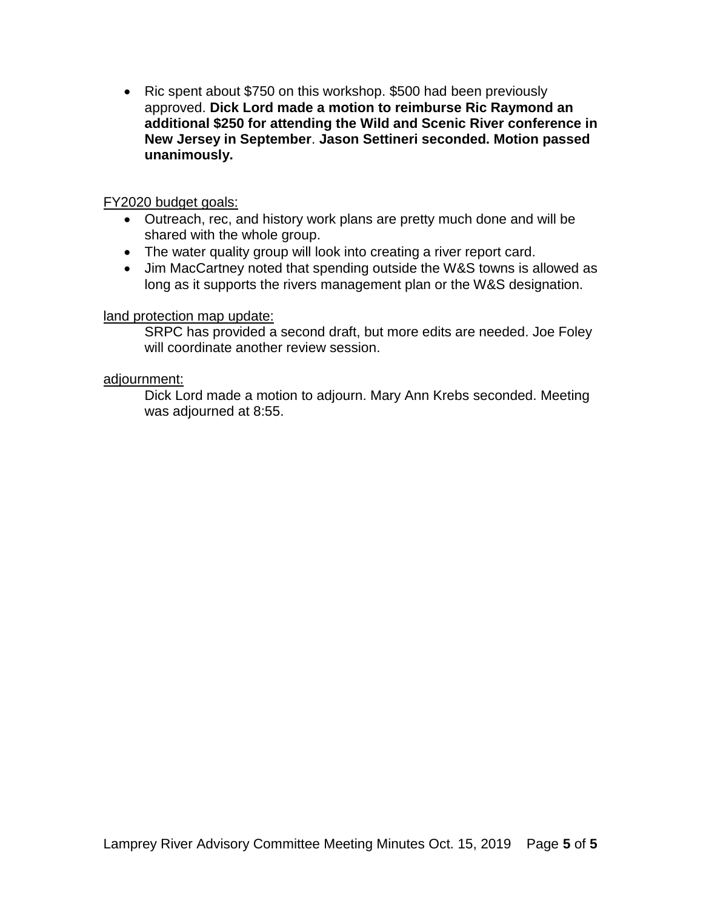- Ric spent about $750 on this workshop. $500 had been previously approved. **Dick Lord made a motion to reimburse Ric Raymond an additional $250 for attending the Wild and Scenic River conference in New Jersey in September**. **Jason Settineri seconded. Motion passed unanimously.**

<u>FY2020 budget goals:</u>

- Outreach, rec, and history work plans are pretty much done and will be shared with the whole group.
- The water quality group will look into creating a river report card.
- Jim MacCartney noted that spending outside the W&S towns is allowed as long as it supports the rivers management plan or the W&S designation.

<u>land protection map update:</u>

SRPC has provided a second draft, but more edits are needed. Joe Foley will coordinate another review session.

<u>adjournment:</u>

Dick Lord made a motion to adjourn. Mary Ann Krebs seconded. Meeting was adjourned at 8:55.